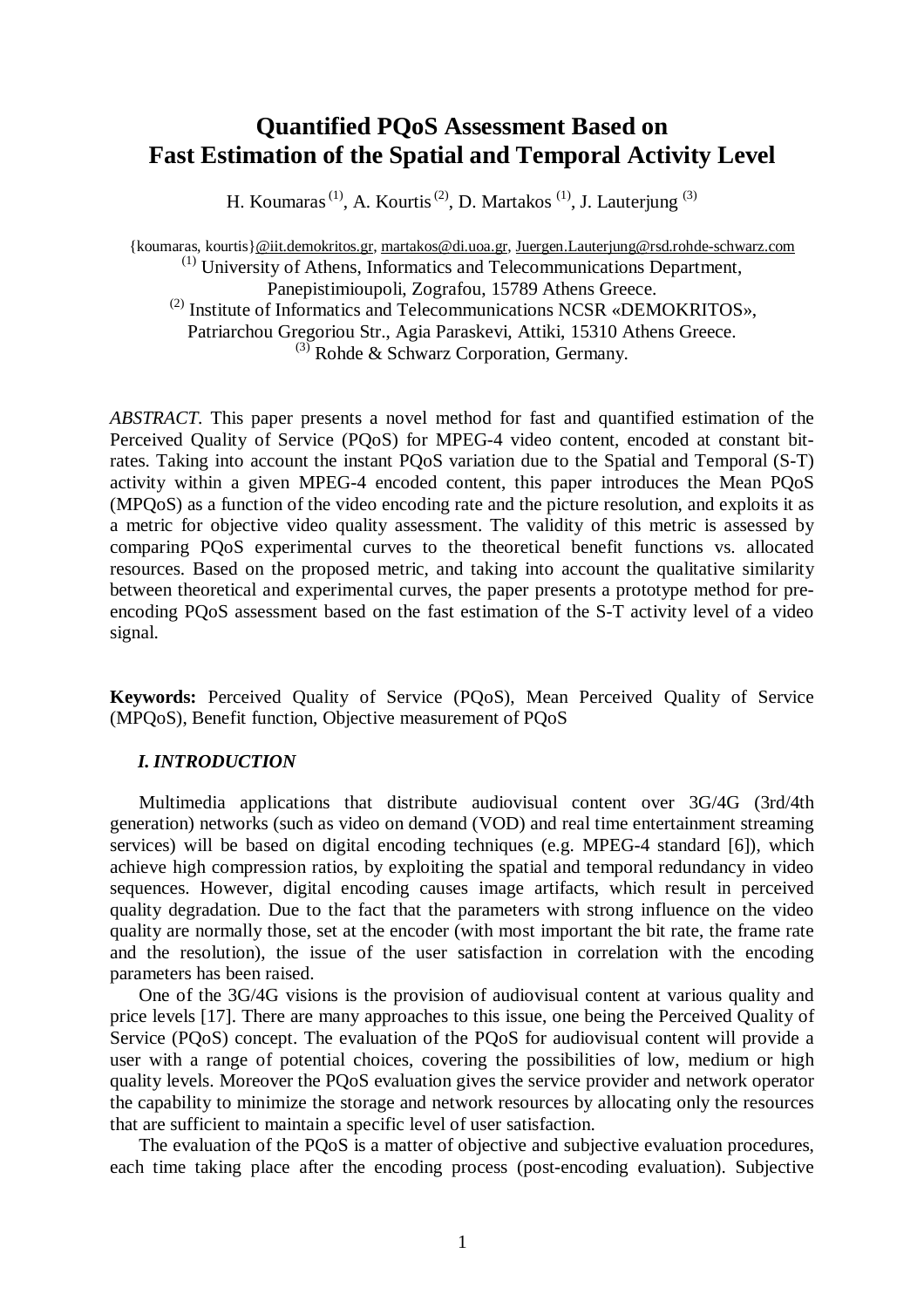# Quantified PQoS Assessment Based on Fast Estimation of the Spatial and Temporal Activity Level

H. Koumaras [(1)], A. Kourtis [(2)], D. Martakos [(1)], J. Lauterjung [(3)]

{koumaras, kourtis}@iit.demokritos.gr, martakos@di.uoa.gr, Juergen.Lauterjung@rsd.rohde-schwarz.com

[(1)] University of Athens, Informatics and Telecommunications Department, Panepistimioupoli, Zografou, 15789 Athens Greece.

[(2)] Institute of Informatics and Telecommunications NCSR «DEMOKRITOS», Patriarchou Gregoriou Str., Agia Paraskevi, Attiki, 15310 Athens Greece.

[(3)] Rohde & Schwarz Corporation, Germany.

*ABSTRACT*. This paper presents a novel method for fast and quantified estimation of the Perceived Quality of Service (PQoS) for MPEG-4 video content, encoded at constant bit-rates. Taking into account the instant PQoS variation due to the Spatial and Temporal (S-T) activity within a given MPEG-4 encoded content, this paper introduces the Mean PQoS (MPQoS) as a function of the video encoding rate and the picture resolution, and exploits it as a metric for objective video quality assessment. The validity of this metric is assessed by comparing PQoS experimental curves to the theoretical benefit functions vs. allocated resources. Based on the proposed metric, and taking into account the qualitative similarity between theoretical and experimental curves, the paper presents a prototype method for pre-encoding PQoS assessment based on the fast estimation of the S-T activity level of a video signal.

**Keywords:** Perceived Quality of Service (PQoS), Mean Perceived Quality of Service (MPQoS), Benefit function, Objective measurement of PQoS

### *I. INTRODUCTION*

Multimedia applications that distribute audiovisual content over 3G/4G (3rd/4th generation) networks (such as video on demand (VOD) and real time entertainment streaming services) will be based on digital encoding techniques (e.g. MPEG-4 standard [6]), which achieve high compression ratios, by exploiting the spatial and temporal redundancy in video sequences. However, digital encoding causes image artifacts, which result in perceived quality degradation. Due to the fact that the parameters with strong influence on the video quality are normally those, set at the encoder (with most important the bit rate, the frame rate and the resolution), the issue of the user satisfaction in correlation with the encoding parameters has been raised.

One of the 3G/4G visions is the provision of audiovisual content at various quality and price levels [17]. There are many approaches to this issue, one being the Perceived Quality of Service (PQoS) concept. The evaluation of the PQoS for audiovisual content will provide a user with a range of potential choices, covering the possibilities of low, medium or high quality levels. Moreover the PQoS evaluation gives the service provider and network operator the capability to minimize the storage and network resources by allocating only the resources that are sufficient to maintain a specific level of user satisfaction.

The evaluation of the PQoS is a matter of objective and subjective evaluation procedures, each time taking place after the encoding process (post-encoding evaluation). Subjective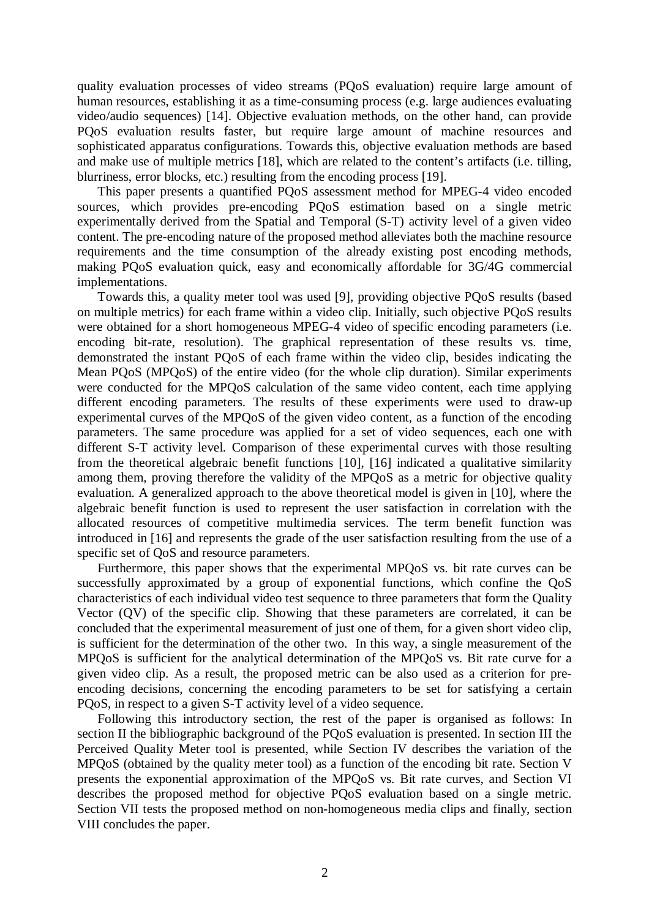quality evaluation processes of video streams (PQoS evaluation) require large amount of human resources, establishing it as a time-consuming process (e.g. large audiences evaluating video/audio sequences) [14]. Objective evaluation methods, on the other hand, can provide PQoS evaluation results faster, but require large amount of machine resources and sophisticated apparatus configurations. Towards this, objective evaluation methods are based and make use of multiple metrics [18], which are related to the content's artifacts (i.e. tilling, blurriness, error blocks, etc.) resulting from the encoding process [19].

This paper presents a quantified PQoS assessment method for MPEG-4 video encoded sources, which provides pre-encoding PQoS estimation based on a single metric experimentally derived from the Spatial and Temporal (S-T) activity level of a given video content. The pre-encoding nature of the proposed method alleviates both the machine resource requirements and the time consumption of the already existing post encoding methods, making PQoS evaluation quick, easy and economically affordable for 3G/4G commercial implementations.

Towards this, a quality meter tool was used [9], providing objective PQoS results (based on multiple metrics) for each frame within a video clip. Initially, such objective PQoS results were obtained for a short homogeneous MPEG-4 video of specific encoding parameters (i.e. encoding bit-rate, resolution). The graphical representation of these results vs. time, demonstrated the instant PQoS of each frame within the video clip, besides indicating the Mean PQoS (MPQoS) of the entire video (for the whole clip duration). Similar experiments were conducted for the MPQoS calculation of the same video content, each time applying different encoding parameters. The results of these experiments were used to draw-up experimental curves of the MPQoS of the given video content, as a function of the encoding parameters. The same procedure was applied for a set of video sequences, each one with different S-T activity level. Comparison of these experimental curves with those resulting from the theoretical algebraic benefit functions [10], [16] indicated a qualitative similarity among them, proving therefore the validity of the MPQoS as a metric for objective quality evaluation. A generalized approach to the above theoretical model is given in [10], where the algebraic benefit function is used to represent the user satisfaction in correlation with the allocated resources of competitive multimedia services. The term benefit function was introduced in [16] and represents the grade of the user satisfaction resulting from the use of a specific set of QoS and resource parameters.

Furthermore, this paper shows that the experimental MPQoS vs. bit rate curves can be successfully approximated by a group of exponential functions, which confine the QoS characteristics of each individual video test sequence to three parameters that form the Quality Vector (QV) of the specific clip. Showing that these parameters are correlated, it can be concluded that the experimental measurement of just one of them, for a given short video clip, is sufficient for the determination of the other two. In this way, a single measurement of the MPQoS is sufficient for the analytical determination of the MPQoS vs. Bit rate curve for a given video clip. As a result, the proposed metric can be also used as a criterion for pre-encoding decisions, concerning the encoding parameters to be set for satisfying a certain PQoS, in respect to a given S-T activity level of a video sequence.

Following this introductory section, the rest of the paper is organised as follows: In section II the bibliographic background of the PQoS evaluation is presented. In section III the Perceived Quality Meter tool is presented, while Section IV describes the variation of the MPQoS (obtained by the quality meter tool) as a function of the encoding bit rate. Section V presents the exponential approximation of the MPQoS vs. Bit rate curves, and Section VI describes the proposed method for objective PQoS evaluation based on a single metric. Section VII tests the proposed method on non-homogeneous media clips and finally, section VIII concludes the paper.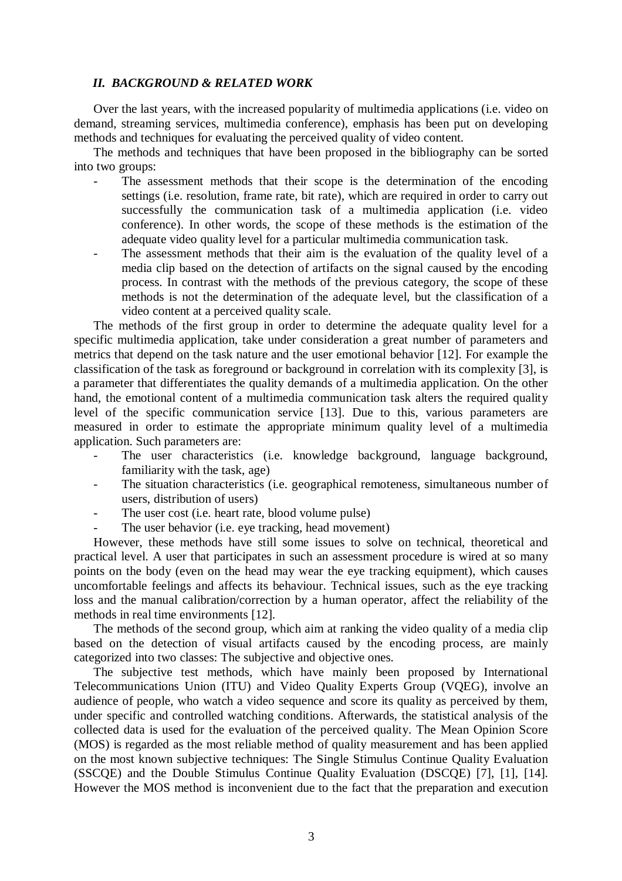## *II. BACKGROUND & RELATED WORK*

Over the last years, with the increased popularity of multimedia applications (i.e. video on demand, streaming services, multimedia conference), emphasis has been put on developing methods and techniques for evaluating the perceived quality of video content.

The methods and techniques that have been proposed in the bibliography can be sorted into two groups:

- The assessment methods that their scope is the determination of the encoding settings (i.e. resolution, frame rate, bit rate), which are required in order to carry out successfully the communication task of a multimedia application (i.e. video conference). In other words, the scope of these methods is the estimation of the adequate video quality level for a particular multimedia communication task.
- The assessment methods that their aim is the evaluation of the quality level of a media clip based on the detection of artifacts on the signal caused by the encoding process. In contrast with the methods of the previous category, the scope of these methods is not the determination of the adequate level, but the classification of a video content at a perceived quality scale.

The methods of the first group in order to determine the adequate quality level for a specific multimedia application, take under consideration a great number of parameters and metrics that depend on the task nature and the user emotional behavior [12]. For example the classification of the task as foreground or background in correlation with its complexity [3], is a parameter that differentiates the quality demands of a multimedia application. On the other hand, the emotional content of a multimedia communication task alters the required quality level of the specific communication service [13]. Due to this, various parameters are measured in order to estimate the appropriate minimum quality level of a multimedia application. Such parameters are:

- The user characteristics (i.e. knowledge background, language background, familiarity with the task, age)
- The situation characteristics (i.e. geographical remoteness, simultaneous number of users, distribution of users)
- The user cost (i.e. heart rate, blood volume pulse)
- The user behavior (i.e. eye tracking, head movement)

However, these methods have still some issues to solve on technical, theoretical and practical level. A user that participates in such an assessment procedure is wired at so many points on the body (even on the head may wear the eye tracking equipment), which causes uncomfortable feelings and affects its behaviour. Technical issues, such as the eye tracking loss and the manual calibration/correction by a human operator, affect the reliability of the methods in real time environments [12].

The methods of the second group, which aim at ranking the video quality of a media clip based on the detection of visual artifacts caused by the encoding process, are mainly categorized into two classes: The subjective and objective ones.

The subjective test methods, which have mainly been proposed by International Telecommunications Union (ITU) and Video Quality Experts Group (VQEG), involve an audience of people, who watch a video sequence and score its quality as perceived by them, under specific and controlled watching conditions. Afterwards, the statistical analysis of the collected data is used for the evaluation of the perceived quality. The Mean Opinion Score (MOS) is regarded as the most reliable method of quality measurement and has been applied on the most known subjective techniques: The Single Stimulus Continue Quality Evaluation (SSCQE) and the Double Stimulus Continue Quality Evaluation (DSCQE) [7], [1], [14]. However the MOS method is inconvenient due to the fact that the preparation and execution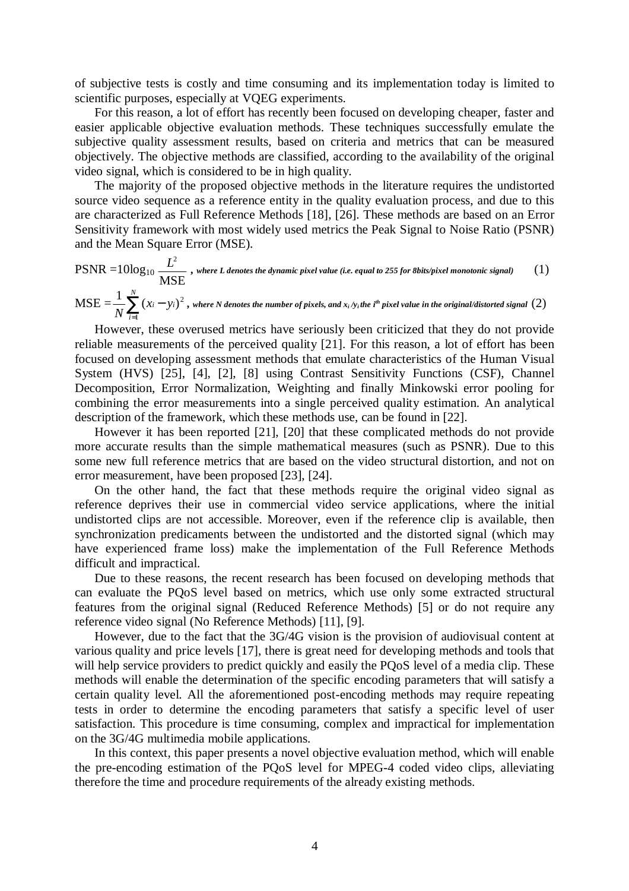of subjective tests is costly and time consuming and its implementation today is limited to scientific purposes, especially at VQEG experiments.

For this reason, a lot of effort has recently been focused on developing cheaper, faster and easier applicable objective evaluation methods. These techniques successfully emulate the subjective quality assessment results, based on criteria and metrics that can be measured objectively. The objective methods are classified, according to the availability of the original video signal, which is considered to be in high quality.

The majority of the proposed objective methods in the literature requires the undistorted source video sequence as a reference entity in the quality evaluation process, and due to this are characterized as Full Reference Methods [18], [26]. These methods are based on an Error Sensitivity framework with most widely used metrics the Peak Signal to Noise Ratio (PSNR) and the Mean Square Error (MSE).

$$\text{PSNR} = 10\log_{10}\frac{L^2}{\text{MSE}} \tag{1}$$

*, where L denotes the dynamic pixel value (i.e. equal to 255 for 8bits/pixel monotonic signal)*

$$\text{MSE} = \frac{1}{N}\sum_{i=1}^{N}(x_i - y_i)^2 \tag{2}$$

*, where N denotes the number of pixels, and $x_i$/$y_i$ the $i^{th}$ pixel value in the original/distorted signal*

However, these overused metrics have seriously been criticized that they do not provide reliable measurements of the perceived quality [21]. For this reason, a lot of effort has been focused on developing assessment methods that emulate characteristics of the Human Visual System (HVS) [25], [4], [2], [8] using Contrast Sensitivity Functions (CSF), Channel Decomposition, Error Normalization, Weighting and finally Minkowski error pooling for combining the error measurements into a single perceived quality estimation. An analytical description of the framework, which these methods use, can be found in [22].

However it has been reported [21], [20] that these complicated methods do not provide more accurate results than the simple mathematical measures (such as PSNR). Due to this some new full reference metrics that are based on the video structural distortion, and not on error measurement, have been proposed [23], [24].

On the other hand, the fact that these methods require the original video signal as reference deprives their use in commercial video service applications, where the initial undistorted clips are not accessible. Moreover, even if the reference clip is available, then synchronization predicaments between the undistorted and the distorted signal (which may have experienced frame loss) make the implementation of the Full Reference Methods difficult and impractical.

Due to these reasons, the recent research has been focused on developing methods that can evaluate the PQoS level based on metrics, which use only some extracted structural features from the original signal (Reduced Reference Methods) [5] or do not require any reference video signal (No Reference Methods) [11], [9].

However, due to the fact that the 3G/4G vision is the provision of audiovisual content at various quality and price levels [17], there is great need for developing methods and tools that will help service providers to predict quickly and easily the PQoS level of a media clip. These methods will enable the determination of the specific encoding parameters that will satisfy a certain quality level. All the aforementioned post-encoding methods may require repeating tests in order to determine the encoding parameters that satisfy a specific level of user satisfaction. This procedure is time consuming, complex and impractical for implementation on the 3G/4G multimedia mobile applications.

In this context, this paper presents a novel objective evaluation method, which will enable the pre-encoding estimation of the PQoS level for MPEG-4 coded video clips, alleviating therefore the time and procedure requirements of the already existing methods.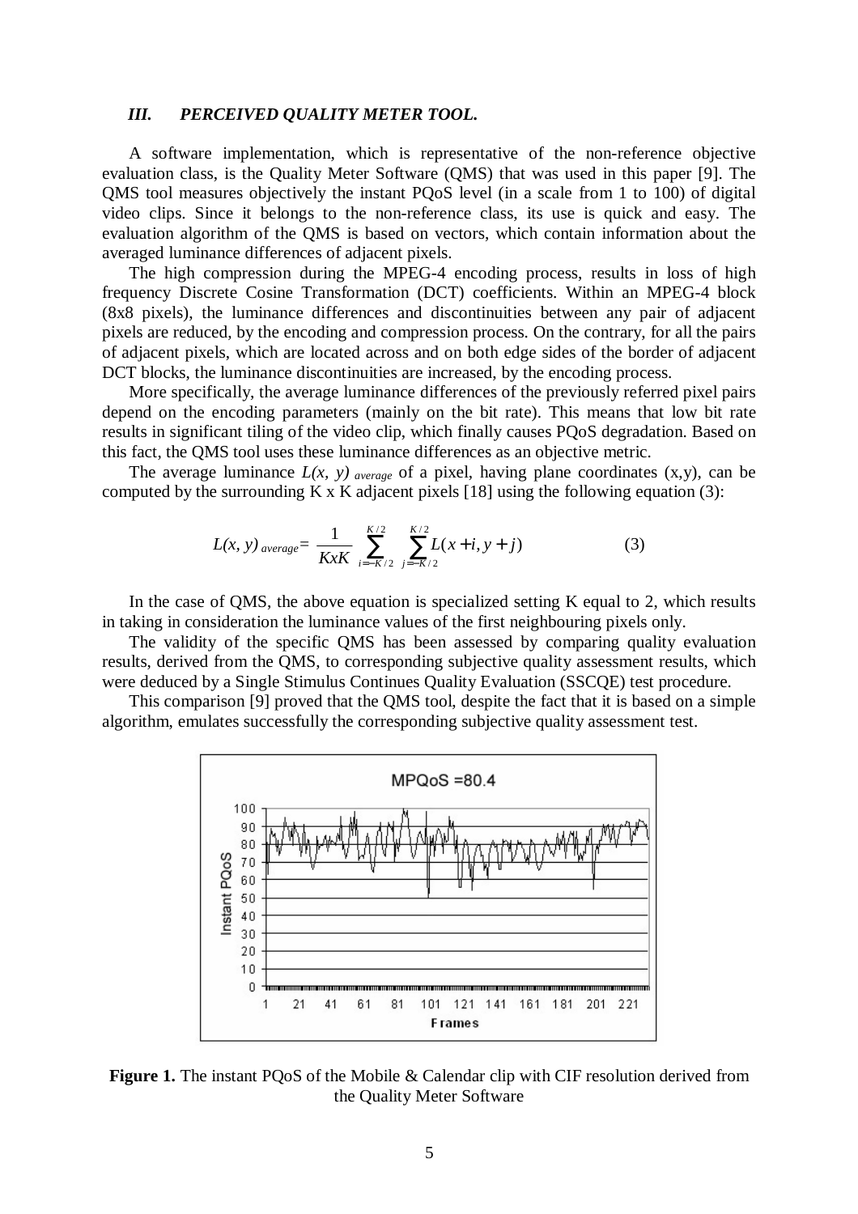### *III. PERCEIVED QUALITY METER TOOL.*

A software implementation, which is representative of the non-reference objective evaluation class, is the Quality Meter Software (QMS) that was used in this paper [9]. The QMS tool measures objectively the instant PQoS level (in a scale from 1 to 100) of digital video clips. Since it belongs to the non-reference class, its use is quick and easy. The evaluation algorithm of the QMS is based on vectors, which contain information about the averaged luminance differences of adjacent pixels.

The high compression during the MPEG-4 encoding process, results in loss of high frequency Discrete Cosine Transformation (DCT) coefficients. Within an MPEG-4 block (8x8 pixels), the luminance differences and discontinuities between any pair of adjacent pixels are reduced, by the encoding and compression process. On the contrary, for all the pairs of adjacent pixels, which are located across and on both edge sides of the border of adjacent DCT blocks, the luminance discontinuities are increased, by the encoding process.

More specifically, the average luminance differences of the previously referred pixel pairs depend on the encoding parameters (mainly on the bit rate). This means that low bit rate results in significant tiling of the video clip, which finally causes PQoS degradation. Based on this fact, the QMS tool uses these luminance differences as an objective metric.

The average luminance $L(x, y)_{average}$ of a pixel, having plane coordinates (x,y), can be computed by the surrounding K x K adjacent pixels [18] using the following equation (3):

$$L(x, y)_{average} = \frac{1}{KxK} \sum_{i=-K/2}^{K/2} \sum_{j=-K/2}^{K/2} L(x+i, y+j) \tag{3}$$

In the case of QMS, the above equation is specialized setting K equal to 2, which results in taking in consideration the luminance values of the first neighbouring pixels only.

The validity of the specific QMS has been assessed by comparing quality evaluation results, derived from the QMS, to corresponding subjective quality assessment results, which were deduced by a Single Stimulus Continues Quality Evaluation (SSCQE) test procedure.

This comparison [9] proved that the QMS tool, despite the fact that it is based on a simple algorithm, emulates successfully the corresponding subjective quality assessment test.

**Figure 1.** The instant PQoS of the Mobile & Calendar clip with CIF resolution derived from the Quality Meter Software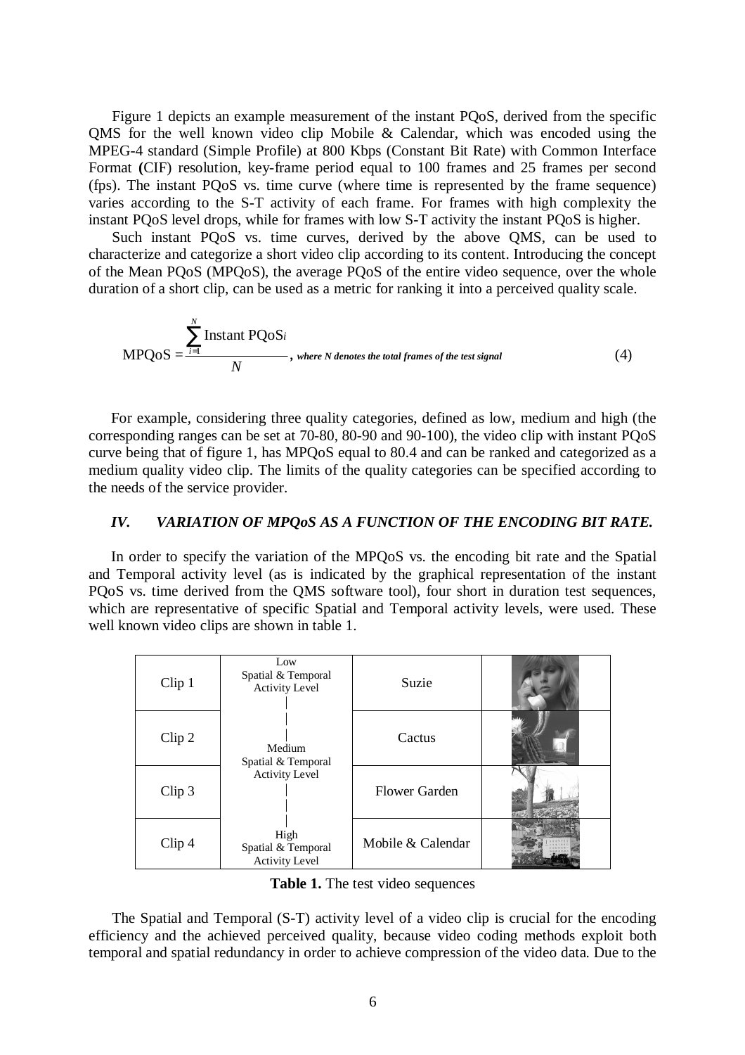Figure 1 depicts an example measurement of the instant PQoS, derived from the specific QMS for the well known video clip Mobile & Calendar, which was encoded using the MPEG-4 standard (Simple Profile) at 800 Kbps (Constant Bit Rate) with Common Interface Format **(**CIF) resolution, key-frame period equal to 100 frames and 25 frames per second (fps). The instant PQoS vs. time curve (where time is represented by the frame sequence) varies according to the S-T activity of each frame. For frames with high complexity the instant PQoS level drops, while for frames with low S-T activity the instant PQoS is higher.

Such instant PQoS vs. time curves, derived by the above QMS, can be used to characterize and categorize a short video clip according to its content. Introducing the concept of the Mean PQoS (MPQoS), the average PQoS of the entire video sequence, over the whole duration of a short clip, can be used as a metric for ranking it into a perceived quality scale.

$$\text{MPQoS} = \frac{\sum_{i=1}^{N} \text{Instant PQoS}_i}{N}, \textit{ where N denotes the total frames of the test signal} \quad (4)$$

For example, considering three quality categories, defined as low, medium and high (the corresponding ranges can be set at 70-80, 80-90 and 90-100), the video clip with instant PQoS curve being that of figure 1, has MPQoS equal to 80.4 and can be ranked and categorized as a medium quality video clip. The limits of the quality categories can be specified according to the needs of the service provider.

## *IV. VARIATION OF MPQoS AS A FUNCTION OF THE ENCODING BIT RATE.*

In order to specify the variation of the MPQoS vs. the encoding bit rate and the Spatial and Temporal activity level (as is indicated by the graphical representation of the instant PQoS vs. time derived from the QMS software tool), four short in duration test sequences, which are representative of specific Spatial and Temporal activity levels, were used. These well known video clips are shown in table 1.

| | | | |
|---|---|---|---|
| Clip 1 | Low Spatial & Temporal Activity Level | Suzie | |
| Clip 2 | Medium Spatial & Temporal Activity Level | Cactus | |
| Clip 3 | | Flower Garden | |
| Clip 4 | High Spatial & Temporal Activity Level | Mobile & Calendar | |

**Table 1.** The test video sequences

The Spatial and Temporal (S-T) activity level of a video clip is crucial for the encoding efficiency and the achieved perceived quality, because video coding methods exploit both temporal and spatial redundancy in order to achieve compression of the video data. Due to the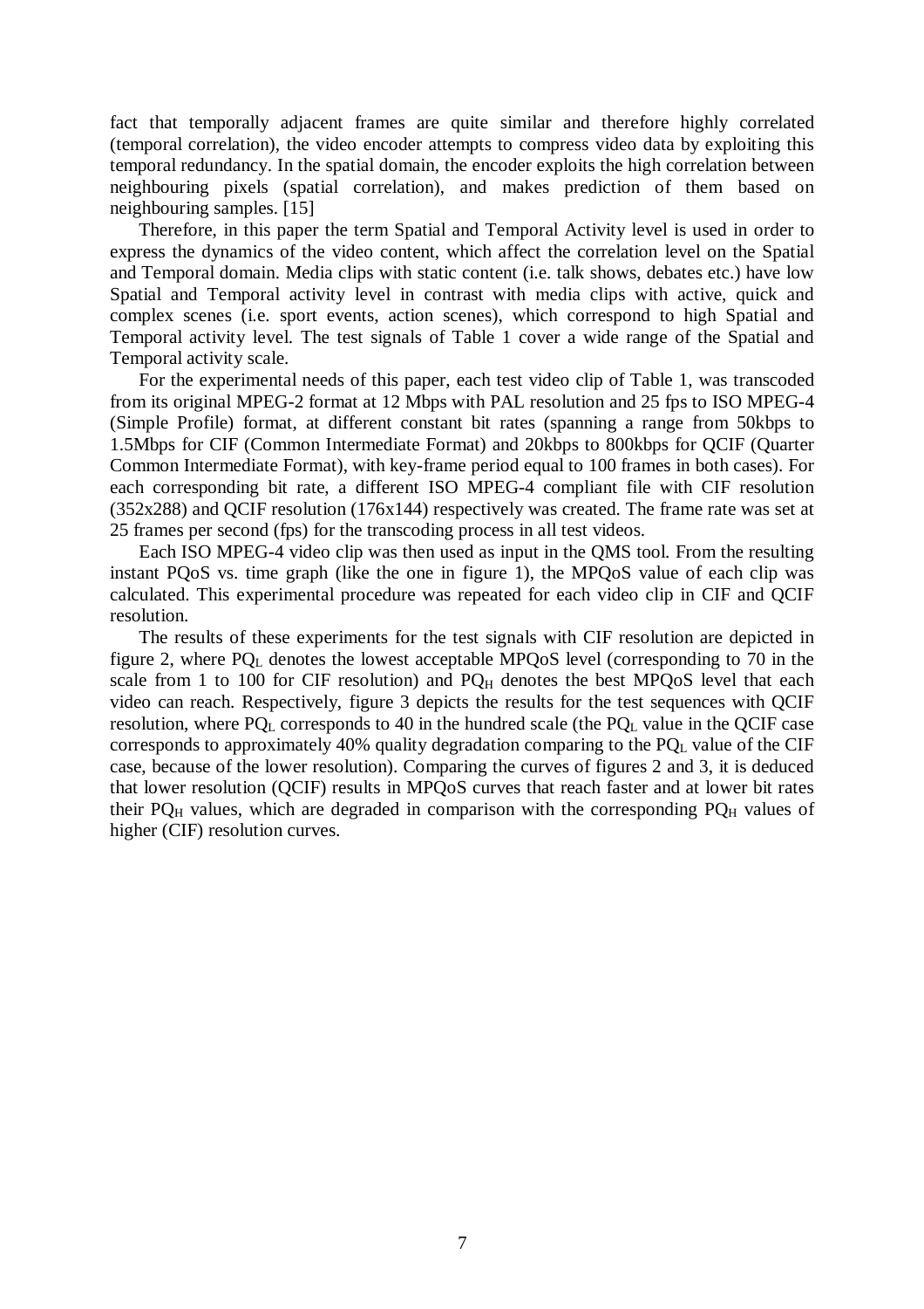fact that temporally adjacent frames are quite similar and therefore highly correlated (temporal correlation), the video encoder attempts to compress video data by exploiting this temporal redundancy. In the spatial domain, the encoder exploits the high correlation between neighbouring pixels (spatial correlation), and makes prediction of them based on neighbouring samples. [15]

Therefore, in this paper the term Spatial and Temporal Activity level is used in order to express the dynamics of the video content, which affect the correlation level on the Spatial and Temporal domain. Media clips with static content (i.e. talk shows, debates etc.) have low Spatial and Temporal activity level in contrast with media clips with active, quick and complex scenes (i.e. sport events, action scenes), which correspond to high Spatial and Temporal activity level. The test signals of Table 1 cover a wide range of the Spatial and Temporal activity scale.

For the experimental needs of this paper, each test video clip of Table 1, was transcoded from its original MPEG-2 format at 12 Mbps with PAL resolution and 25 fps to ISO MPEG-4 (Simple Profile) format, at different constant bit rates (spanning a range from 50kbps to 1.5Mbps for CIF (Common Intermediate Format) and 20kbps to 800kbps for QCIF (Quarter Common Intermediate Format), with key-frame period equal to 100 frames in both cases). For each corresponding bit rate, a different ISO MPEG-4 compliant file with CIF resolution (352x288) and QCIF resolution (176x144) respectively was created. The frame rate was set at 25 frames per second (fps) for the transcoding process in all test videos.

Each ISO MPEG-4 video clip was then used as input in the QMS tool. From the resulting instant PQoS vs. time graph (like the one in figure 1), the MPQoS value of each clip was calculated. This experimental procedure was repeated for each video clip in CIF and QCIF resolution.

The results of these experiments for the test signals with CIF resolution are depicted in figure 2, where $PQ_L$ denotes the lowest acceptable MPQoS level (corresponding to 70 in the scale from 1 to 100 for CIF resolution) and $PQ_H$ denotes the best MPQoS level that each video can reach. Respectively, figure 3 depicts the results for the test sequences with QCIF resolution, where $PQ_L$ corresponds to 40 in the hundred scale (the $PQ_L$ value in the QCIF case corresponds to approximately 40% quality degradation comparing to the $PQ_L$ value of the CIF case, because of the lower resolution). Comparing the curves of figures 2 and 3, it is deduced that lower resolution (QCIF) results in MPQoS curves that reach faster and at lower bit rates their $PQ_H$ values, which are degraded in comparison with the corresponding $PQ_H$ values of higher (CIF) resolution curves.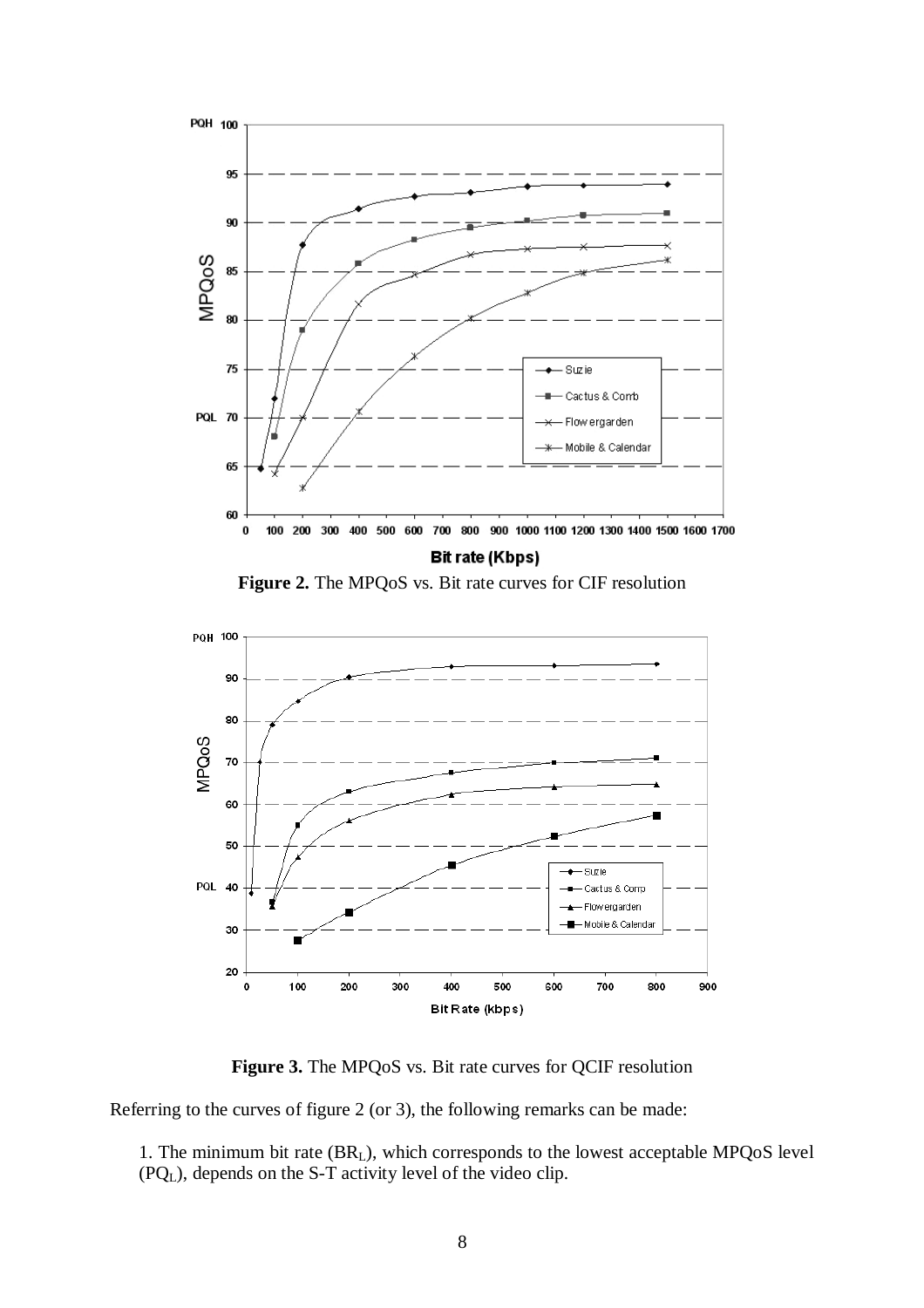**Figure 2.** The MPQoS vs. Bit rate curves for CIF resolution

**Figure 3.** The MPQoS vs. Bit rate curves for QCIF resolution

Referring to the curves of figure 2 (or 3), the following remarks can be made:

1. The minimum bit rate ($BR_L$), which corresponds to the lowest acceptable MPQoS level ($PQ_L$), depends on the S-T activity level of the video clip.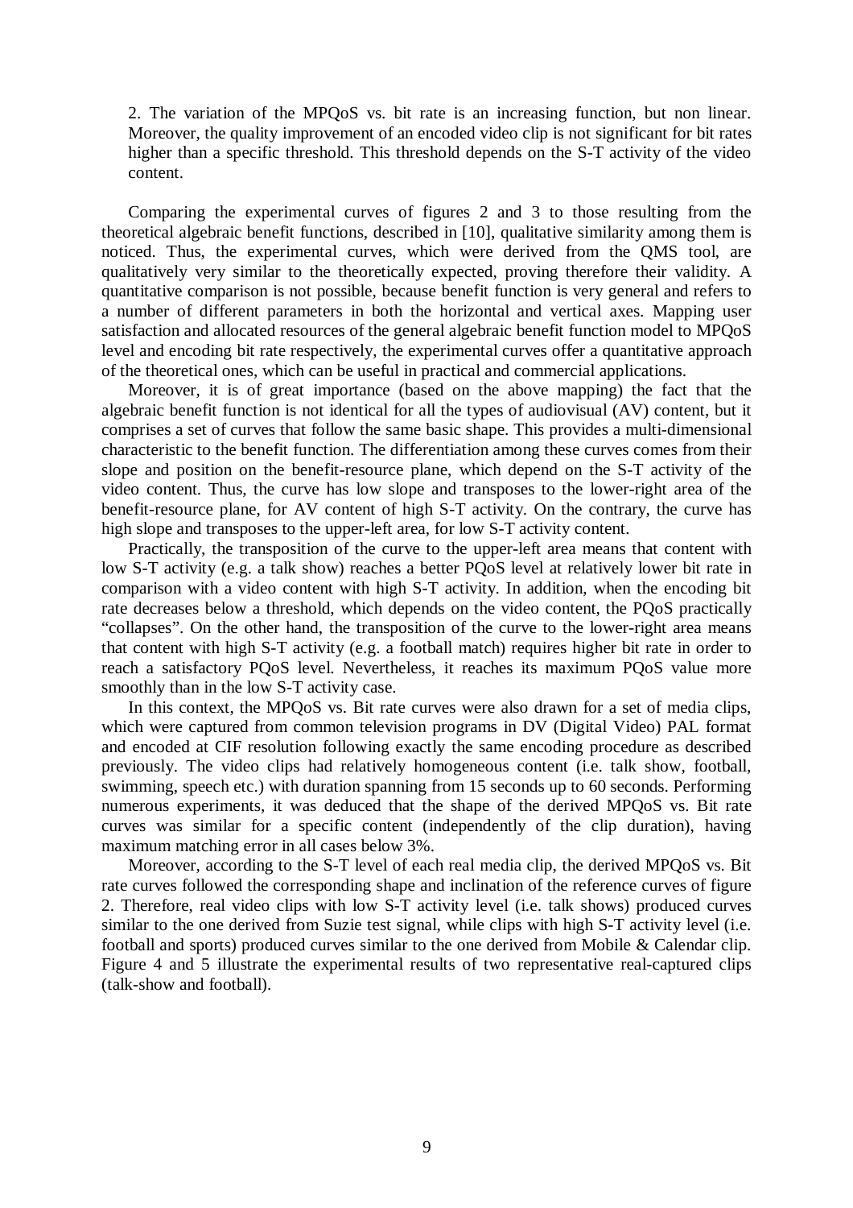2. The variation of the MPQoS vs. bit rate is an increasing function, but non linear. Moreover, the quality improvement of an encoded video clip is not significant for bit rates higher than a specific threshold. This threshold depends on the S-T activity of the video content.

Comparing the experimental curves of figures 2 and 3 to those resulting from the theoretical algebraic benefit functions, described in [10], qualitative similarity among them is noticed. Thus, the experimental curves, which were derived from the QMS tool, are qualitatively very similar to the theoretically expected, proving therefore their validity. A quantitative comparison is not possible, because benefit function is very general and refers to a number of different parameters in both the horizontal and vertical axes. Mapping user satisfaction and allocated resources of the general algebraic benefit function model to MPQoS level and encoding bit rate respectively, the experimental curves offer a quantitative approach of the theoretical ones, which can be useful in practical and commercial applications.

Moreover, it is of great importance (based on the above mapping) the fact that the algebraic benefit function is not identical for all the types of audiovisual (AV) content, but it comprises a set of curves that follow the same basic shape. This provides a multi-dimensional characteristic to the benefit function. The differentiation among these curves comes from their slope and position on the benefit-resource plane, which depend on the S-T activity of the video content. Thus, the curve has low slope and transposes to the lower-right area of the benefit-resource plane, for AV content of high S-T activity. On the contrary, the curve has high slope and transposes to the upper-left area, for low S-T activity content.

Practically, the transposition of the curve to the upper-left area means that content with low S-T activity (e.g. a talk show) reaches a better PQoS level at relatively lower bit rate in comparison with a video content with high S-T activity. In addition, when the encoding bit rate decreases below a threshold, which depends on the video content, the PQoS practically "collapses". On the other hand, the transposition of the curve to the lower-right area means that content with high S-T activity (e.g. a football match) requires higher bit rate in order to reach a satisfactory PQoS level. Nevertheless, it reaches its maximum PQoS value more smoothly than in the low S-T activity case.

In this context, the MPQoS vs. Bit rate curves were also drawn for a set of media clips, which were captured from common television programs in DV (Digital Video) PAL format and encoded at CIF resolution following exactly the same encoding procedure as described previously. The video clips had relatively homogeneous content (i.e. talk show, football, swimming, speech etc.) with duration spanning from 15 seconds up to 60 seconds. Performing numerous experiments, it was deduced that the shape of the derived MPQoS vs. Bit rate curves was similar for a specific content (independently of the clip duration), having maximum matching error in all cases below 3%.

Moreover, according to the S-T level of each real media clip, the derived MPQoS vs. Bit rate curves followed the corresponding shape and inclination of the reference curves of figure 2. Therefore, real video clips with low S-T activity level (i.e. talk shows) produced curves similar to the one derived from Suzie test signal, while clips with high S-T activity level (i.e. football and sports) produced curves similar to the one derived from Mobile & Calendar clip. Figure 4 and 5 illustrate the experimental results of two representative real-captured clips (talk-show and football).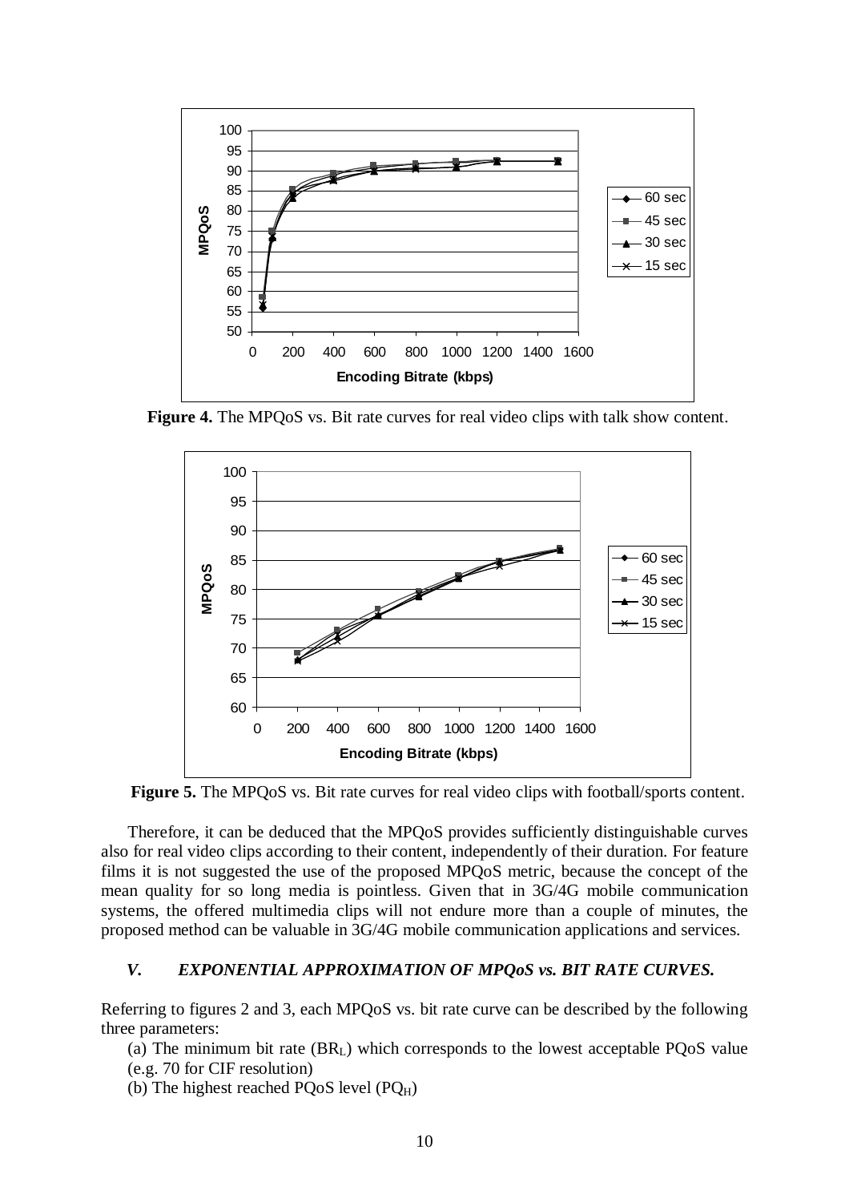**Figure 4.** The MPQoS vs. Bit rate curves for real video clips with talk show content.

**Figure 5.** The MPQoS vs. Bit rate curves for real video clips with football/sports content.

Therefore, it can be deduced that the MPQoS provides sufficiently distinguishable curves also for real video clips according to their content, independently of their duration. For feature films it is not suggested the use of the proposed MPQoS metric, because the concept of the mean quality for so long media is pointless. Given that in 3G/4G mobile communication systems, the offered multimedia clips will not endure more than a couple of minutes, the proposed method can be valuable in 3G/4G mobile communication applications and services.

### *V. EXPONENTIAL APPROXIMATION OF MPQoS vs. BIT RATE CURVES.*

Referring to figures 2 and 3, each MPQoS vs. bit rate curve can be described by the following three parameters:

(a) The minimum bit rate ($BR_L$) which corresponds to the lowest acceptable PQoS value (e.g. 70 for CIF resolution)

(b) The highest reached PQoS level ($PQ_H$)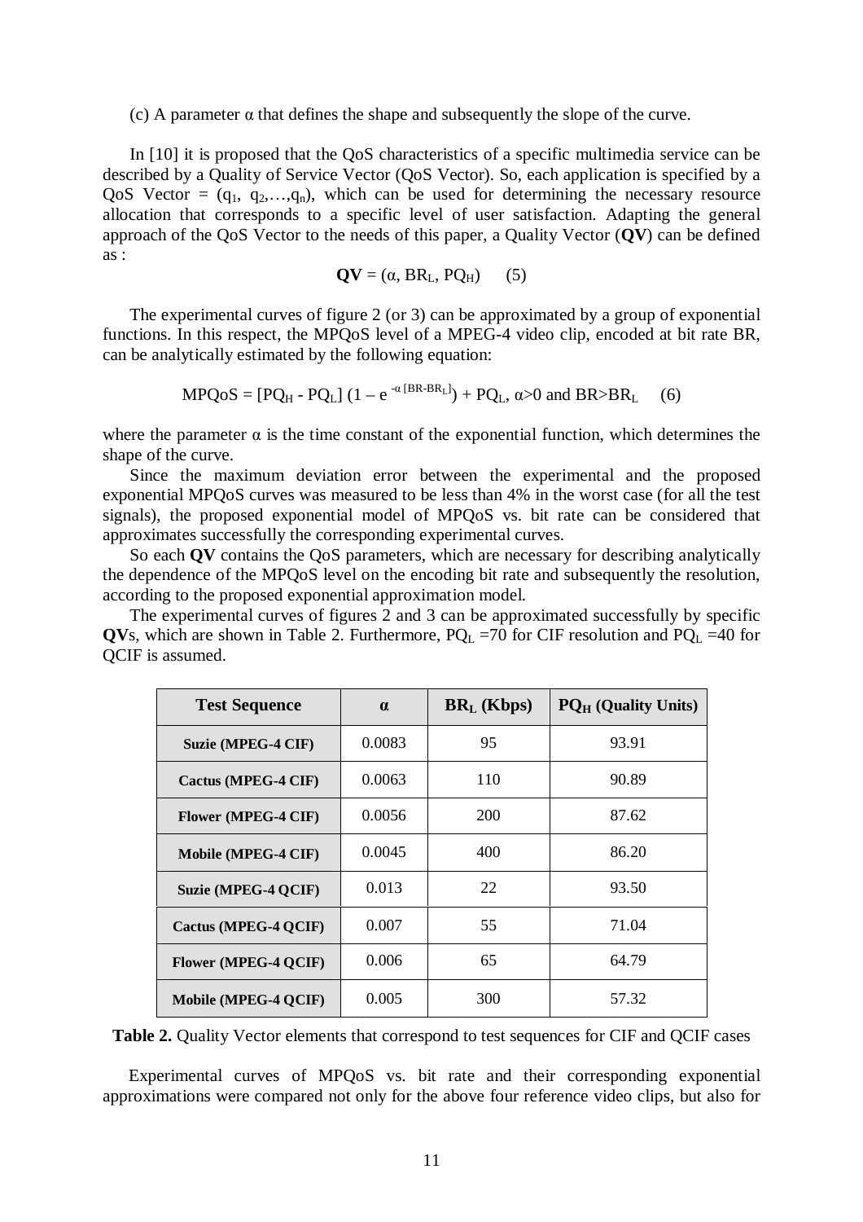(c) A parameter $\alpha$ that defines the shape and subsequently the slope of the curve.

In [10] it is proposed that the QoS characteristics of a specific multimedia service can be described by a Quality of Service Vector (QoS Vector). So, each application is specified by a QoS Vector = $(q_1, q_2, \ldots, q_n)$, which can be used for determining the necessary resource allocation that corresponds to a specific level of user satisfaction. Adapting the general approach of the QoS Vector to the needs of this paper, a Quality Vector (**QV**) can be defined as :

$$\mathbf{QV} = (\alpha, BR_L, PQ_H) \quad (5)$$

The experimental curves of figure 2 (or 3) can be approximated by a group of exponential functions. In this respect, the MPQoS level of a MPEG-4 video clip, encoded at bit rate BR, can be analytically estimated by the following equation:

$$MPQoS = [PQ_H - PQ_L]\,(1 - e^{-\alpha\,[BR - BR_L]}) + PQ_L,\ \alpha>0 \text{ and } BR>BR_L \quad (6)$$

where the parameter $\alpha$ is the time constant of the exponential function, which determines the shape of the curve.

Since the maximum deviation error between the experimental and the proposed exponential MPQoS curves was measured to be less than 4% in the worst case (for all the test signals), the proposed exponential model of MPQoS vs. bit rate can be considered that approximates successfully the corresponding experimental curves.

So each **QV** contains the QoS parameters, which are necessary for describing analytically the dependence of the MPQoS level on the encoding bit rate and subsequently the resolution, according to the proposed exponential approximation model.

The experimental curves of figures 2 and 3 can be approximated successfully by specific **QV**s, which are shown in Table 2. Furthermore, $PQ_L$ =70 for CIF resolution and $PQ_L$ =40 for QCIF is assumed.

| Test Sequence | $\alpha$ | $BR_L$ (Kbps) | $PQ_H$ (Quality Units) |
|---|---|---|---|
| Suzie (MPEG-4 CIF) | 0.0083 | 95 | 93.91 |
| Cactus (MPEG-4 CIF) | 0.0063 | 110 | 90.89 |
| Flower (MPEG-4 CIF) | 0.0056 | 200 | 87.62 |
| Mobile (MPEG-4 CIF) | 0.0045 | 400 | 86.20 |
| Suzie (MPEG-4 QCIF) | 0.013 | 22 | 93.50 |
| Cactus (MPEG-4 QCIF) | 0.007 | 55 | 71.04 |
| Flower (MPEG-4 QCIF) | 0.006 | 65 | 64.79 |
| Mobile (MPEG-4 QCIF) | 0.005 | 300 | 57.32 |

**Table 2.** Quality Vector elements that correspond to test sequences for CIF and QCIF cases

Experimental curves of MPQoS vs. bit rate and their corresponding exponential approximations were compared not only for the above four reference video clips, but also for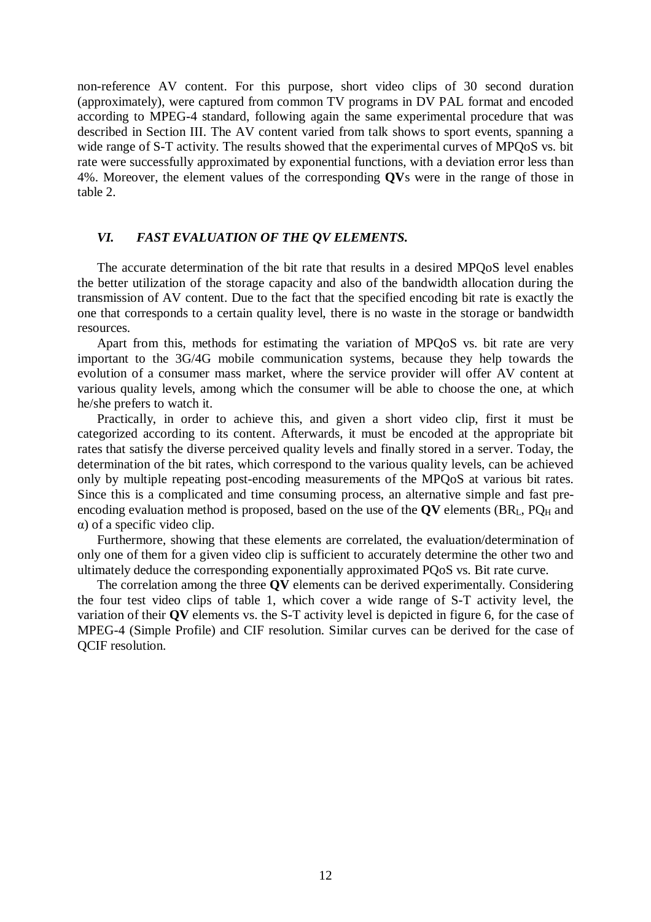non-reference AV content. For this purpose, short video clips of 30 second duration (approximately), were captured from common TV programs in DV PAL format and encoded according to MPEG-4 standard, following again the same experimental procedure that was described in Section III. The AV content varied from talk shows to sport events, spanning a wide range of S-T activity. The results showed that the experimental curves of MPQoS vs. bit rate were successfully approximated by exponential functions, with a deviation error less than 4%. Moreover, the element values of the corresponding **QV**s were in the range of those in table 2.

### *VI. FAST EVALUATION OF THE QV ELEMENTS.*

The accurate determination of the bit rate that results in a desired MPQoS level enables the better utilization of the storage capacity and also of the bandwidth allocation during the transmission of AV content. Due to the fact that the specified encoding bit rate is exactly the one that corresponds to a certain quality level, there is no waste in the storage or bandwidth resources.

Apart from this, methods for estimating the variation of MPQoS vs. bit rate are very important to the 3G/4G mobile communication systems, because they help towards the evolution of a consumer mass market, where the service provider will offer AV content at various quality levels, among which the consumer will be able to choose the one, at which he/she prefers to watch it.

Practically, in order to achieve this, and given a short video clip, first it must be categorized according to its content. Afterwards, it must be encoded at the appropriate bit rates that satisfy the diverse perceived quality levels and finally stored in a server. Today, the determination of the bit rates, which correspond to the various quality levels, can be achieved only by multiple repeating post-encoding measurements of the MPQoS at various bit rates. Since this is a complicated and time consuming process, an alternative simple and fast pre-encoding evaluation method is proposed, based on the use of the **QV** elements ($BR_L$, $PQ_H$ and $\alpha$) of a specific video clip.

Furthermore, showing that these elements are correlated, the evaluation/determination of only one of them for a given video clip is sufficient to accurately determine the other two and ultimately deduce the corresponding exponentially approximated PQoS vs. Bit rate curve.

The correlation among the three **QV** elements can be derived experimentally. Considering the four test video clips of table 1, which cover a wide range of S-T activity level, the variation of their **QV** elements vs. the S-T activity level is depicted in figure 6, for the case of MPEG-4 (Simple Profile) and CIF resolution. Similar curves can be derived for the case of QCIF resolution.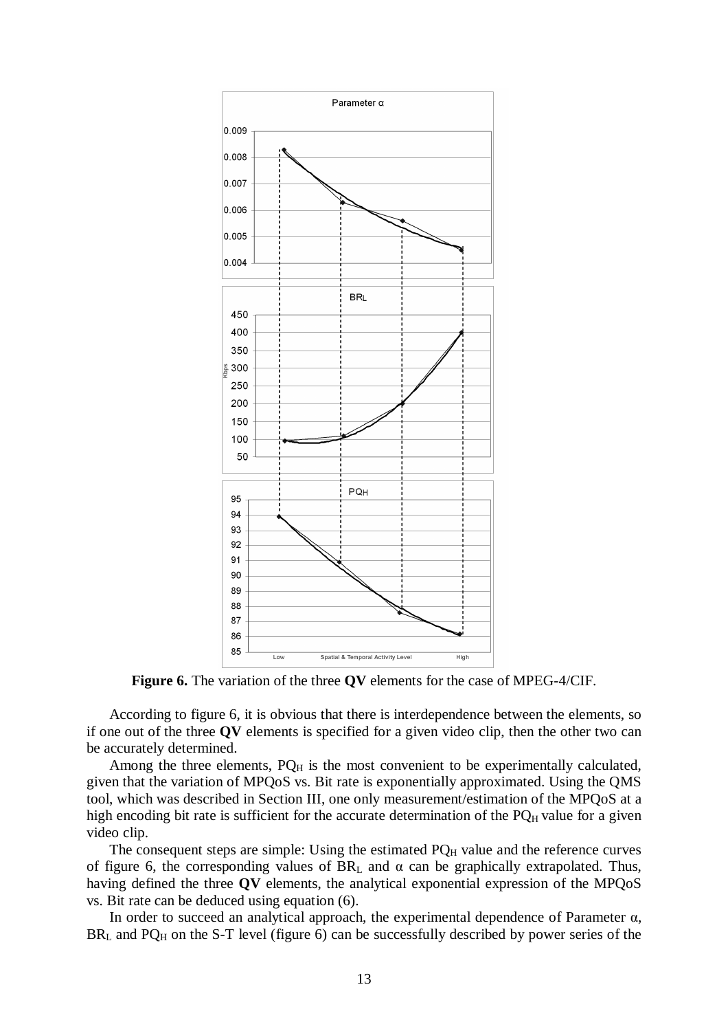**Figure 6.** The variation of the three **QV** elements for the case of MPEG-4/CIF.

According to figure 6, it is obvious that there is interdependence between the elements, so if one out of the three **QV** elements is specified for a given video clip, then the other two can be accurately determined.

Among the three elements, $PQ_H$ is the most convenient to be experimentally calculated, given that the variation of MPQoS vs. Bit rate is exponentially approximated. Using the QMS tool, which was described in Section III, one only measurement/estimation of the MPQoS at a high encoding bit rate is sufficient for the accurate determination of the $PQ_H$ value for a given video clip.

The consequent steps are simple: Using the estimated $PQ_H$ value and the reference curves of figure 6, the corresponding values of $BR_L$ and $\alpha$ can be graphically extrapolated. Thus, having defined the three **QV** elements, the analytical exponential expression of the MPQoS vs. Bit rate can be deduced using equation (6).

In order to succeed an analytical approach, the experimental dependence of Parameter $\alpha$, $BR_L$ and $PQ_H$ on the S-T level (figure 6) can be successfully described by power series of the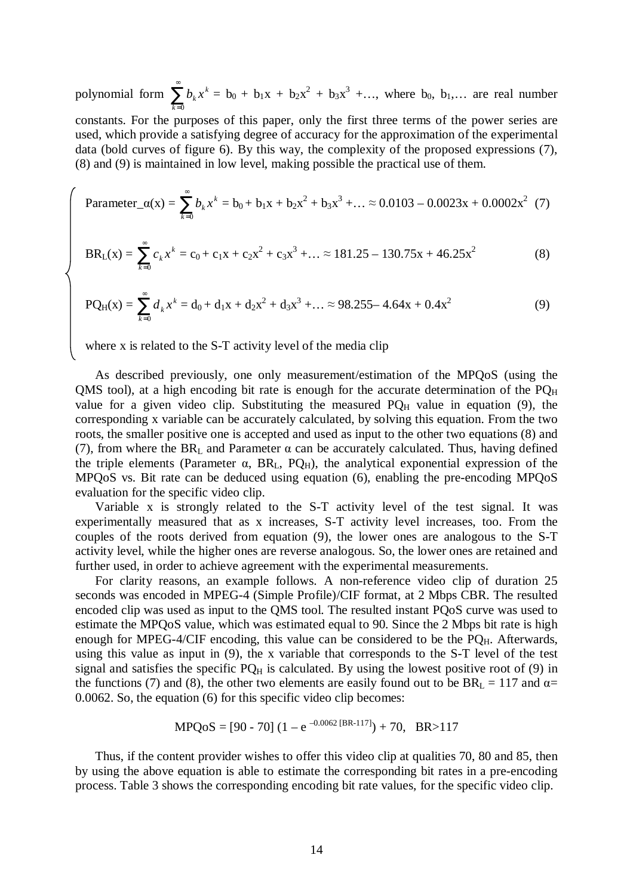polynomial form $\sum_{k=0}^{\infty} b_k x^k$ = $b_0 + b_1x + b_2x^2 + b_3x^3 + \ldots$, where $b_0$, $b_1$,… are real number constants. For the purposes of this paper, only the first three terms of the power series are used, which provide a satisfying degree of accuracy for the approximation of the experimental data (bold curves of figure 6). By this way, the complexity of the proposed expressions (7), (8) and (9) is maintained in low level, making possible the practical use of them.

$$\begin{cases} \text{Parameter\_}\alpha(x) = \sum_{k=0}^{\infty} b_k x^k = b_0 + b_1x + b_2x^2 + b_3x^3 + \ldots \approx 0.0103 - 0.0023x + 0.0002x^2 & (7) \\[2ex] BR_L(x) = \sum_{k=0}^{\infty} c_k x^k = c_0 + c_1x + c_2x^2 + c_3x^3 + \ldots \approx 181.25 - 130.75x + 46.25x^2 & (8) \\[2ex] PQ_H(x) = \sum_{k=0}^{\infty} d_k x^k = d_0 + d_1x + d_2x^2 + d_3x^3 + \ldots \approx 98.255 - 4.64x + 0.4x^2 & (9) \\[2ex] \text{where } x \text{ is related to the S-T activity level of the media clip} \end{cases}$$

As described previously, one only measurement/estimation of the MPQoS (using the QMS tool), at a high encoding bit rate is enough for the accurate determination of the $PQ_H$ value for a given video clip. Substituting the measured $PQ_H$ value in equation (9), the corresponding x variable can be accurately calculated, by solving this equation. From the two roots, the smaller positive one is accepted and used as input to the other two equations (8) and (7), from where the $BR_L$ and Parameter α can be accurately calculated. Thus, having defined the triple elements (Parameter α, $BR_L$, $PQ_H$), the analytical exponential expression of the MPQoS vs. Bit rate can be deduced using equation (6), enabling the pre-encoding MPQoS evaluation for the specific video clip.

Variable x is strongly related to the S-T activity level of the test signal. It was experimentally measured that as x increases, S-T activity level increases, too. From the couples of the roots derived from equation (9), the lower ones are analogous to the S-T activity level, while the higher ones are reverse analogous. So, the lower ones are retained and further used, in order to achieve agreement with the experimental measurements.

For clarity reasons, an example follows. A non-reference video clip of duration 25 seconds was encoded in MPEG-4 (Simple Profile)/CIF format, at 2 Mbps CBR. The resulted encoded clip was used as input to the QMS tool. The resulted instant PQoS curve was used to estimate the MPQoS value, which was estimated equal to 90. Since the 2 Mbps bit rate is high enough for MPEG-4/CIF encoding, this value can be considered to be the $PQ_H$. Afterwards, using this value as input in (9), the x variable that corresponds to the S-T level of the test signal and satisfies the specific $PQ_H$ is calculated. By using the lowest positive root of (9) in the functions (7) and (8), the other two elements are easily found out to be $BR_L = 117$ and $\alpha = 0.0062$. So, the equation (6) for this specific video clip becomes:

$$MPQoS = [90 - 70]\,(1 - e^{-0.0062\,[BR-117]}) + 70, \quad BR>117$$

Thus, if the content provider wishes to offer this video clip at qualities 70, 80 and 85, then by using the above equation is able to estimate the corresponding bit rates in a pre-encoding process. Table 3 shows the corresponding encoding bit rate values, for the specific video clip.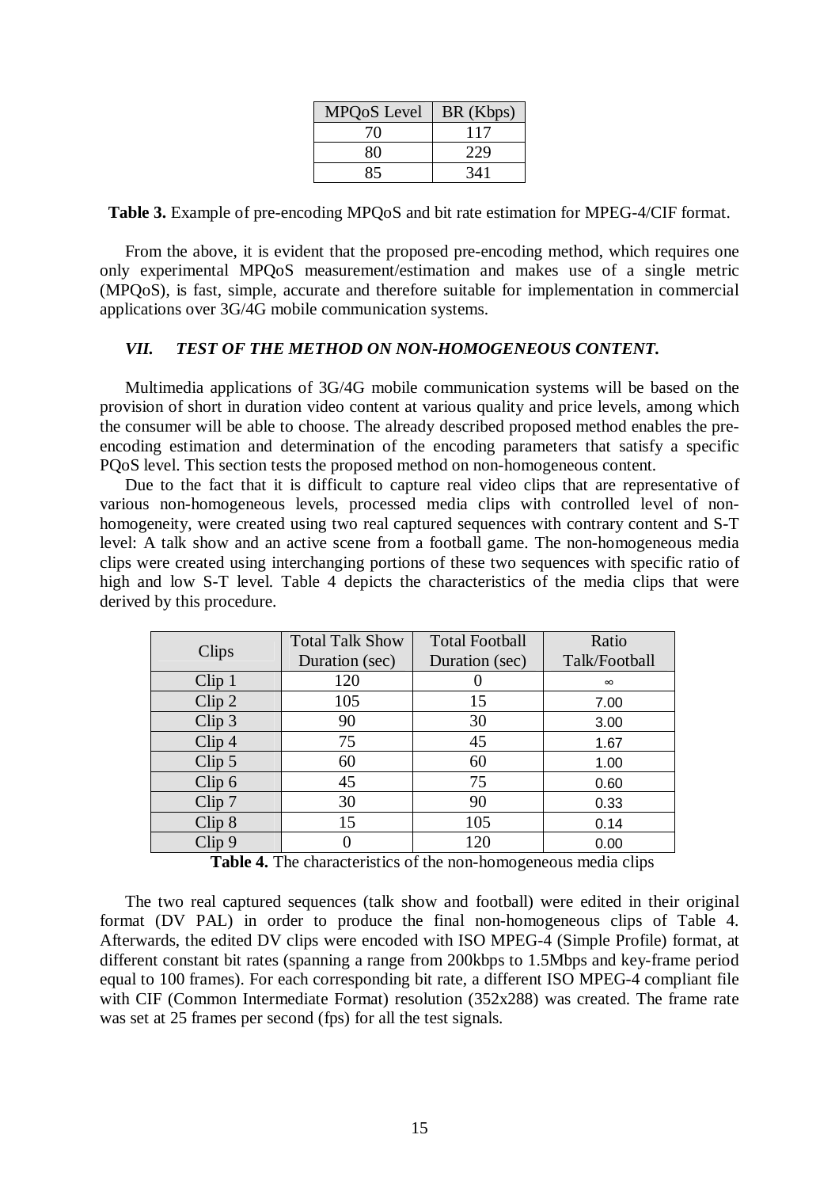| MPQoS Level | BR (Kbps) |
|---|---|
| 70 | 117 |
| 80 | 229 |
| 85 | 341 |

**Table 3.** Example of pre-encoding MPQoS and bit rate estimation for MPEG-4/CIF format.

From the above, it is evident that the proposed pre-encoding method, which requires one only experimental MPQoS measurement/estimation and makes use of a single metric (MPQoS), is fast, simple, accurate and therefore suitable for implementation in commercial applications over 3G/4G mobile communication systems.

### *VII. TEST OF THE METHOD ON NON-HOMOGENEOUS CONTENT.*

Multimedia applications of 3G/4G mobile communication systems will be based on the provision of short in duration video content at various quality and price levels, among which the consumer will be able to choose. The already described proposed method enables the pre-encoding estimation and determination of the encoding parameters that satisfy a specific PQoS level. This section tests the proposed method on non-homogeneous content.

Due to the fact that it is difficult to capture real video clips that are representative of various non-homogeneous levels, processed media clips with controlled level of non-homogeneity, were created using two real captured sequences with contrary content and S-T level: A talk show and an active scene from a football game. The non-homogeneous media clips were created using interchanging portions of these two sequences with specific ratio of high and low S-T level. Table 4 depicts the characteristics of the media clips that were derived by this procedure.

| Clips | Total Talk Show Duration (sec) | Total Football Duration (sec) | Ratio Talk/Football |
|---|---|---|---|
| Clip 1 | 120 | 0 | ∞ |
| Clip 2 | 105 | 15 | 7.00 |
| Clip 3 | 90 | 30 | 3.00 |
| Clip 4 | 75 | 45 | 1.67 |
| Clip 5 | 60 | 60 | 1.00 |
| Clip 6 | 45 | 75 | 0.60 |
| Clip 7 | 30 | 90 | 0.33 |
| Clip 8 | 15 | 105 | 0.14 |
| Clip 9 | 0 | 120 | 0.00 |

**Table 4.** The characteristics of the non-homogeneous media clips

The two real captured sequences (talk show and football) were edited in their original format (DV PAL) in order to produce the final non-homogeneous clips of Table 4. Afterwards, the edited DV clips were encoded with ISO MPEG-4 (Simple Profile) format, at different constant bit rates (spanning a range from 200kbps to 1.5Mbps and key-frame period equal to 100 frames). For each corresponding bit rate, a different ISO MPEG-4 compliant file with CIF (Common Intermediate Format) resolution (352x288) was created. The frame rate was set at 25 frames per second (fps) for all the test signals.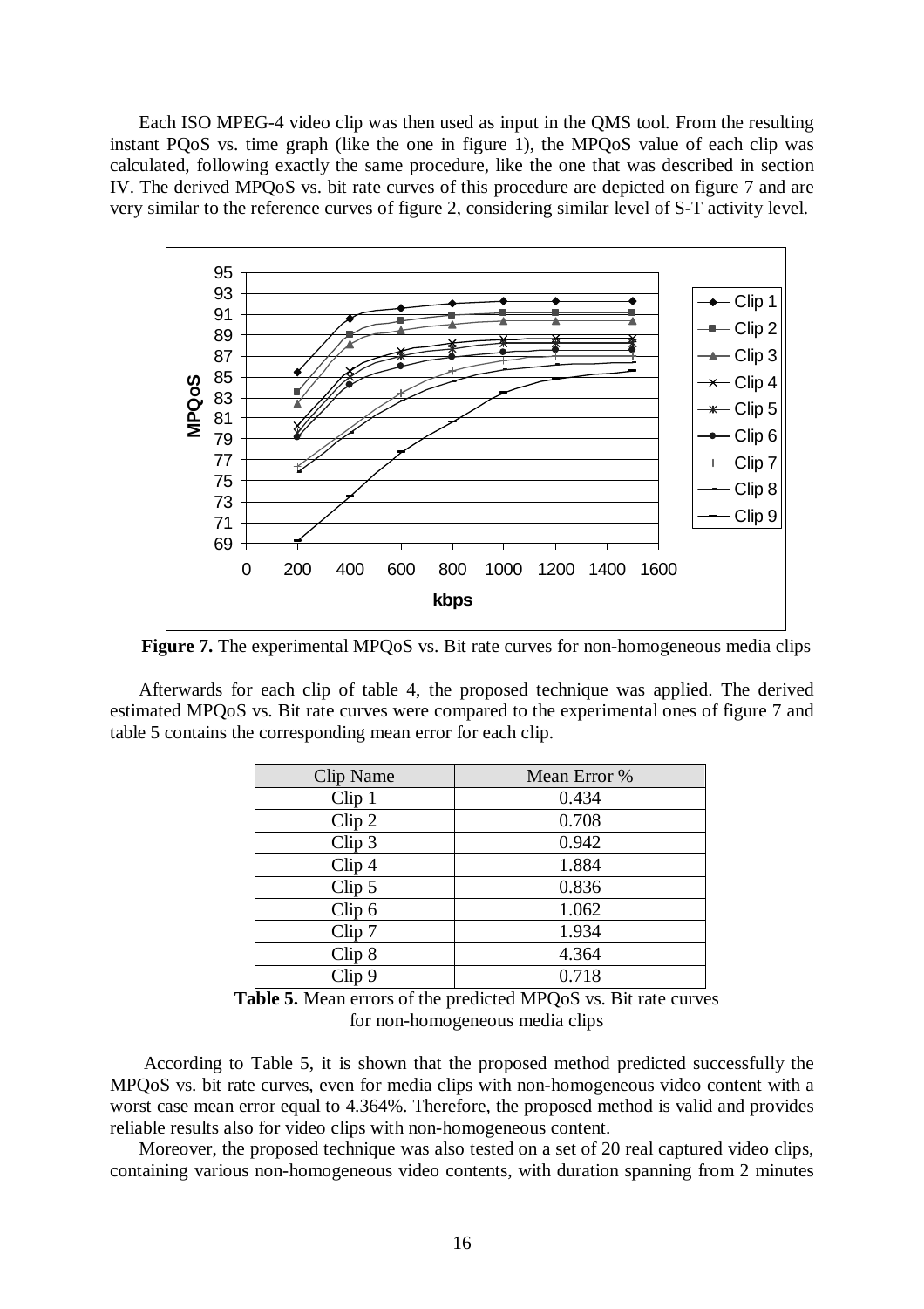Each ISO MPEG-4 video clip was then used as input in the QMS tool. From the resulting instant PQoS vs. time graph (like the one in figure 1), the MPQoS value of each clip was calculated, following exactly the same procedure, like the one that was described in section IV. The derived MPQoS vs. bit rate curves of this procedure are depicted on figure 7 and are very similar to the reference curves of figure 2, considering similar level of S-T activity level.

**Figure 7.** The experimental MPQoS vs. Bit rate curves for non-homogeneous media clips

Afterwards for each clip of table 4, the proposed technique was applied. The derived estimated MPQoS vs. Bit rate curves were compared to the experimental ones of figure 7 and table 5 contains the corresponding mean error for each clip.

| Clip Name | Mean Error % |
|---|---|
| Clip 1 | 0.434 |
| Clip 2 | 0.708 |
| Clip 3 | 0.942 |
| Clip 4 | 1.884 |
| Clip 5 | 0.836 |
| Clip 6 | 1.062 |
| Clip 7 | 1.934 |
| Clip 8 | 4.364 |
| Clip 9 | 0.718 |

**Table 5.** Mean errors of the predicted MPQoS vs. Bit rate curves for non-homogeneous media clips

According to Table 5, it is shown that the proposed method predicted successfully the MPQoS vs. bit rate curves, even for media clips with non-homogeneous video content with a worst case mean error equal to 4.364%. Therefore, the proposed method is valid and provides reliable results also for video clips with non-homogeneous content.

Moreover, the proposed technique was also tested on a set of 20 real captured video clips, containing various non-homogeneous video contents, with duration spanning from 2 minutes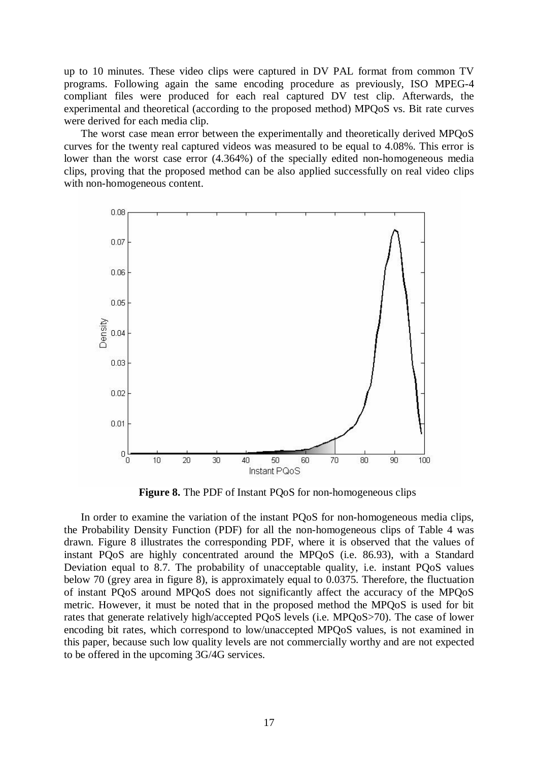up to 10 minutes. These video clips were captured in DV PAL format from common TV programs. Following again the same encoding procedure as previously, ISO MPEG-4 compliant files were produced for each real captured DV test clip. Afterwards, the experimental and theoretical (according to the proposed method) MPQoS vs. Bit rate curves were derived for each media clip.

The worst case mean error between the experimentally and theoretically derived MPQoS curves for the twenty real captured videos was measured to be equal to 4.08%. This error is lower than the worst case error (4.364%) of the specially edited non-homogeneous media clips, proving that the proposed method can be also applied successfully on real video clips with non-homogeneous content.

**Figure 8.** The PDF of Instant PQoS for non-homogeneous clips

In order to examine the variation of the instant PQoS for non-homogeneous media clips, the Probability Density Function (PDF) for all the non-homogeneous clips of Table 4 was drawn. Figure 8 illustrates the corresponding PDF, where it is observed that the values of instant PQoS are highly concentrated around the MPQoS (i.e. 86.93), with a Standard Deviation equal to 8.7. The probability of unacceptable quality, i.e. instant PQoS values below 70 (grey area in figure 8), is approximately equal to 0.0375. Therefore, the fluctuation of instant PQoS around MPQoS does not significantly affect the accuracy of the MPQoS metric. However, it must be noted that in the proposed method the MPQoS is used for bit rates that generate relatively high/accepted PQoS levels (i.e. MPQoS>70). The case of lower encoding bit rates, which correspond to low/unaccepted MPQoS values, is not examined in this paper, because such low quality levels are not commercially worthy and are not expected to be offered in the upcoming 3G/4G services.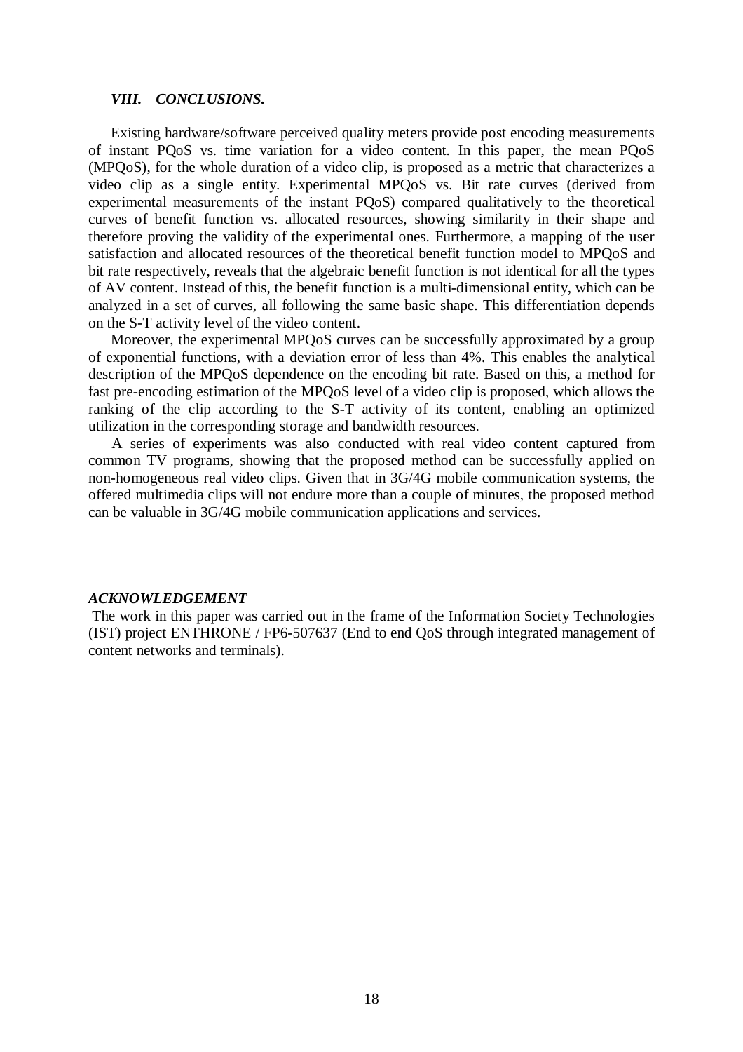## *VIII. CONCLUSIONS.*

Existing hardware/software perceived quality meters provide post encoding measurements of instant PQoS vs. time variation for a video content. In this paper, the mean PQoS (MPQoS), for the whole duration of a video clip, is proposed as a metric that characterizes a video clip as a single entity. Experimental MPQoS vs. Bit rate curves (derived from experimental measurements of the instant PQoS) compared qualitatively to the theoretical curves of benefit function vs. allocated resources, showing similarity in their shape and therefore proving the validity of the experimental ones. Furthermore, a mapping of the user satisfaction and allocated resources of the theoretical benefit function model to MPQoS and bit rate respectively, reveals that the algebraic benefit function is not identical for all the types of AV content. Instead of this, the benefit function is a multi-dimensional entity, which can be analyzed in a set of curves, all following the same basic shape. This differentiation depends on the S-T activity level of the video content.

Moreover, the experimental MPQoS curves can be successfully approximated by a group of exponential functions, with a deviation error of less than 4%. This enables the analytical description of the MPQoS dependence on the encoding bit rate. Based on this, a method for fast pre-encoding estimation of the MPQoS level of a video clip is proposed, which allows the ranking of the clip according to the S-T activity of its content, enabling an optimized utilization in the corresponding storage and bandwidth resources.

A series of experiments was also conducted with real video content captured from common TV programs, showing that the proposed method can be successfully applied on non-homogeneous real video clips. Given that in 3G/4G mobile communication systems, the offered multimedia clips will not endure more than a couple of minutes, the proposed method can be valuable in 3G/4G mobile communication applications and services.

## *ACKNOWLEDGEMENT*

The work in this paper was carried out in the frame of the Information Society Technologies (IST) project ENTHRONE / FP6-507637 (End to end QoS through integrated management of content networks and terminals).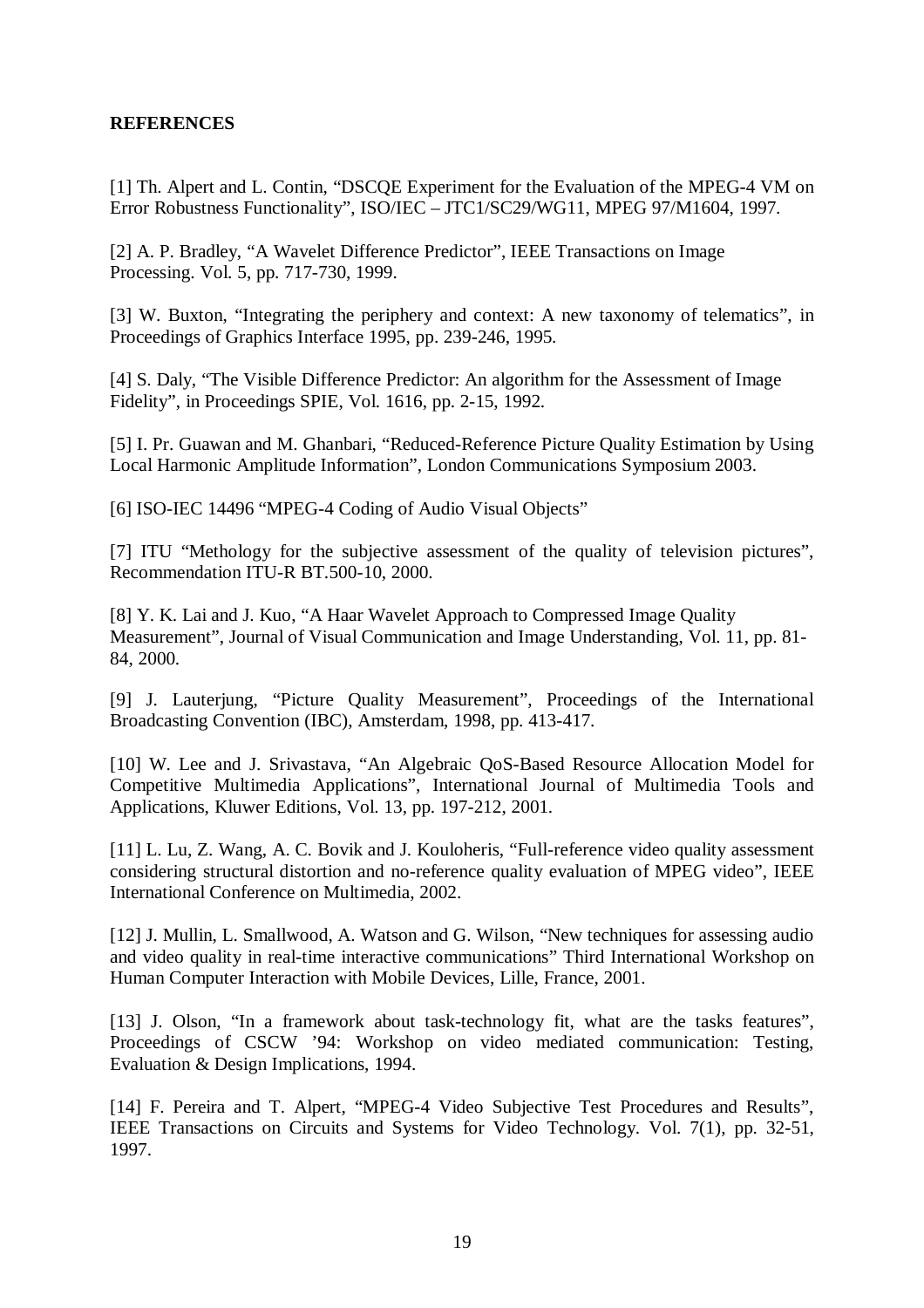**REFERENCES**

[1] Th. Alpert and L. Contin, “DSCQE Experiment for the Evaluation of the MPEG-4 VM on Error Robustness Functionality”, ISO/IEC – JTC1/SC29/WG11, MPEG 97/M1604, 1997.

[2] A. P. Bradley, “A Wavelet Difference Predictor”, IEEE Transactions on Image Processing. Vol. 5, pp. 717-730, 1999.

[3] W. Buxton, “Integrating the periphery and context: A new taxonomy of telematics”, in Proceedings of Graphics Interface 1995, pp. 239-246, 1995.

[4] S. Daly, “The Visible Difference Predictor: An algorithm for the Assessment of Image Fidelity”, in Proceedings SPIE, Vol. 1616, pp. 2-15, 1992.

[5] I. Pr. Guawan and M. Ghanbari, “Reduced-Reference Picture Quality Estimation by Using Local Harmonic Amplitude Information”, London Communications Symposium 2003.

[6] ISO-IEC 14496 “MPEG-4 Coding of Audio Visual Objects”

[7] ITU “Methology for the subjective assessment of the quality of television pictures”, Recommendation ITU-R BT.500-10, 2000.

[8] Y. K. Lai and J. Kuo, “A Haar Wavelet Approach to Compressed Image Quality Measurement”, Journal of Visual Communication and Image Understanding, Vol. 11, pp. 81-84, 2000.

[9] J. Lauterjung, “Picture Quality Measurement”, Proceedings of the International Broadcasting Convention (IBC), Amsterdam, 1998, pp. 413-417.

[10] W. Lee and J. Srivastava, “An Algebraic QoS-Based Resource Allocation Model for Competitive Multimedia Applications”, International Journal of Multimedia Tools and Applications, Kluwer Editions, Vol. 13, pp. 197-212, 2001.

[11] L. Lu, Z. Wang, A. C. Bovik and J. Kouloheris, “Full-reference video quality assessment considering structural distortion and no-reference quality evaluation of MPEG video”, IEEE International Conference on Multimedia, 2002.

[12] J. Mullin, L. Smallwood, A. Watson and G. Wilson, “New techniques for assessing audio and video quality in real-time interactive communications” Third International Workshop on Human Computer Interaction with Mobile Devices, Lille, France, 2001.

[13] J. Olson, “In a framework about task-technology fit, what are the tasks features”, Proceedings of CSCW ’94: Workshop on video mediated communication: Testing, Evaluation & Design Implications, 1994.

[14] F. Pereira and T. Alpert, “MPEG-4 Video Subjective Test Procedures and Results”, IEEE Transactions on Circuits and Systems for Video Technology. Vol. 7(1), pp. 32-51, 1997.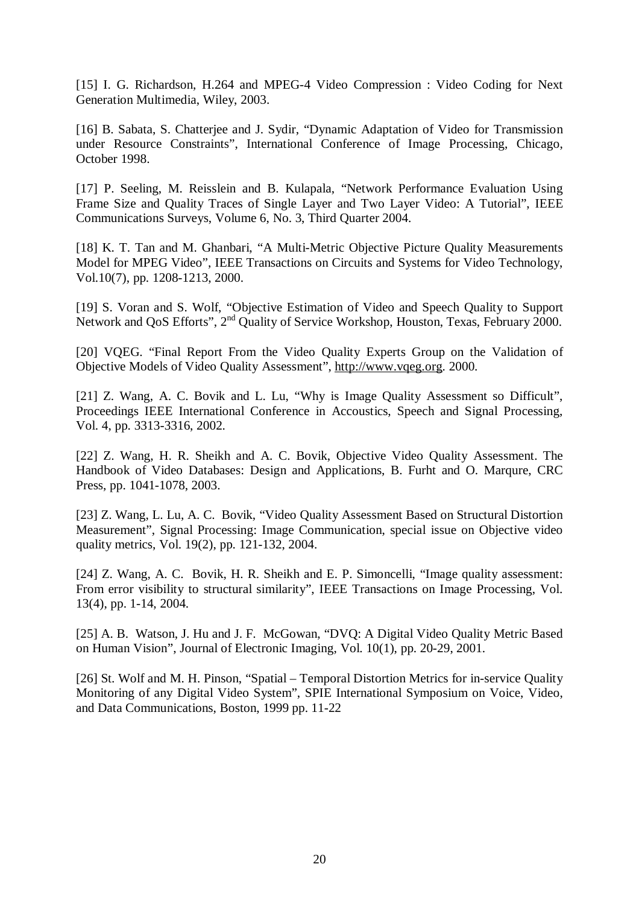[15] I. G. Richardson, H.264 and MPEG-4 Video Compression : Video Coding for Next Generation Multimedia, Wiley, 2003.

[16] B. Sabata, S. Chatterjee and J. Sydir, "Dynamic Adaptation of Video for Transmission under Resource Constraints", International Conference of Image Processing, Chicago, October 1998.

[17] P. Seeling, M. Reisslein and B. Kulapala, "Network Performance Evaluation Using Frame Size and Quality Traces of Single Layer and Two Layer Video: A Tutorial", IEEE Communications Surveys, Volume 6, No. 3, Third Quarter 2004.

[18] K. T. Tan and M. Ghanbari, "A Multi-Metric Objective Picture Quality Measurements Model for MPEG Video", IEEE Transactions on Circuits and Systems for Video Technology, Vol.10(7), pp. 1208-1213, 2000.

[19] S. Voran and S. Wolf, "Objective Estimation of Video and Speech Quality to Support Network and QoS Efforts", 2nd Quality of Service Workshop, Houston, Texas, February 2000.

[20] VQEG. "Final Report From the Video Quality Experts Group on the Validation of Objective Models of Video Quality Assessment", http://www.vqeg.org. 2000.

[21] Z. Wang, A. C. Bovik and L. Lu, "Why is Image Quality Assessment so Difficult", Proceedings IEEE International Conference in Accoustics, Speech and Signal Processing, Vol. 4, pp. 3313-3316, 2002.

[22] Z. Wang, H. R. Sheikh and A. C. Bovik, Objective Video Quality Assessment. The Handbook of Video Databases: Design and Applications, B. Furht and O. Marqure, CRC Press, pp. 1041-1078, 2003.

[23] Z. Wang, L. Lu, A. C. Bovik, "Video Quality Assessment Based on Structural Distortion Measurement", Signal Processing: Image Communication, special issue on Objective video quality metrics, Vol. 19(2), pp. 121-132, 2004.

[24] Z. Wang, A. C. Bovik, H. R. Sheikh and E. P. Simoncelli, "Image quality assessment: From error visibility to structural similarity", IEEE Transactions on Image Processing, Vol. 13(4), pp. 1-14, 2004.

[25] A. B. Watson, J. Hu and J. F. McGowan, "DVQ: A Digital Video Quality Metric Based on Human Vision", Journal of Electronic Imaging, Vol. 10(1), pp. 20-29, 2001.

[26] St. Wolf and M. H. Pinson, "Spatial – Temporal Distortion Metrics for in-service Quality Monitoring of any Digital Video System", SPIE International Symposium on Voice, Video, and Data Communications, Boston, 1999 pp. 11-22